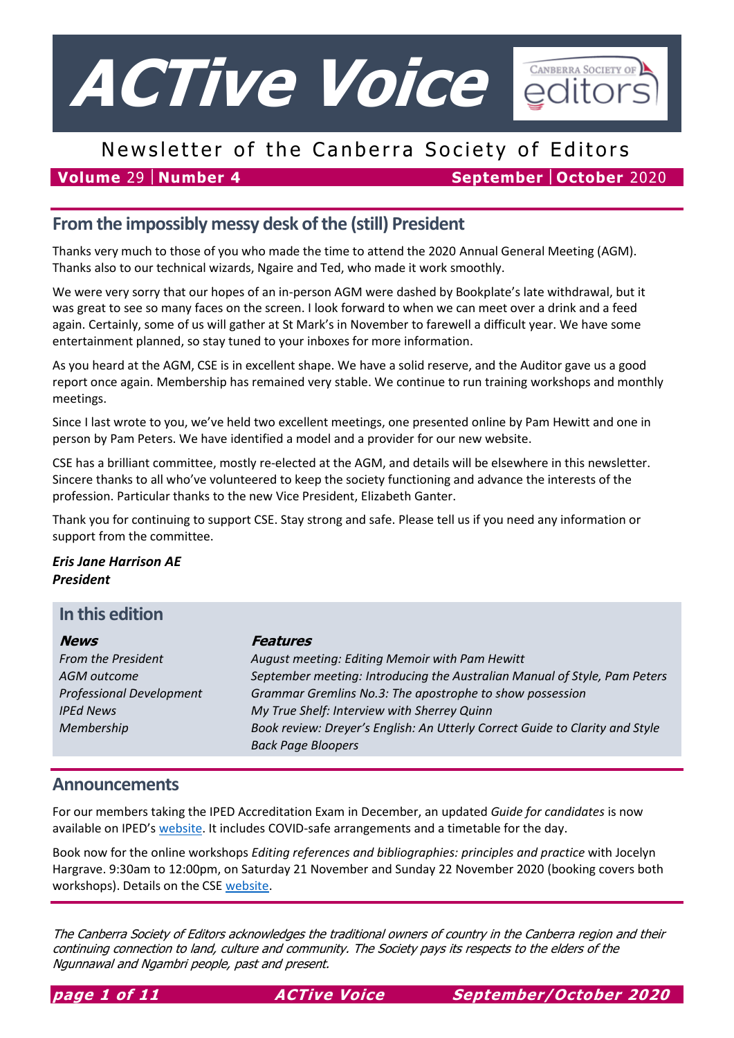# ACTive Voice

Canberra Society of editors

Newsletter of the Canberra Society of Editors

**Volume** 29 | **Number 4** **September** | **October** 2020

## From the impossibly messy desk of the (still) President

Thanks very much to those of you who made the time to attend the 2020 Annual General Meeting (AGM). Thanks also to our technical wizards, Ngaire and Ted, who made it work smoothly.

We were very sorry that our hopes of an in-person AGM were dashed by Bookplate's late withdrawal, but it was great to see so many faces on the screen. I look forward to when we can meet over a drink and a feed again. Certainly, some of us will gather at St Mark's in November to farewell a difficult year. We have some entertainment planned, so stay tuned to your inboxes for more information.

As you heard at the AGM, CSE is in excellent shape. We have a solid reserve, and the Auditor gave us a good report once again. Membership has remained very stable. We continue to run training workshops and monthly meetings.

Since I last wrote to you, we've held two excellent meetings, one presented online by Pam Hewitt and one in person by Pam Peters. We have identified a model and a provider for our new website.

CSE has a brilliant committee, mostly re-elected at the AGM, and details will be elsewhere in this newsletter. Sincere thanks to all who've volunteered to keep the society functioning and advance the interests of the profession. Particular thanks to the new Vice President, Elizabeth Ganter.

Thank you for continuing to support CSE. Stay strong and safe. Please tell us if you need any information or support from the committee.

***Eris Jane Harrison AE***
***President***

## In this edition

| ***News*** | ***Features*** |
| --- | --- |
| *From the President* | *August meeting: Editing Memoir with Pam Hewitt* |
| *AGM outcome* | *September meeting: Introducing the Australian Manual of Style, Pam Peters* |
| *Professional Development* | *Grammar Gremlins No.3: The apostrophe to show possession* |
| *IPEd News* | *My True Shelf: Interview with Sherrey Quinn* |
| *Membership* | *Book review: Dreyer's English: An Utterly Correct Guide to Clarity and Style* |
| | *Back Page Bloopers* |

## Announcements

For our members taking the IPED Accreditation Exam in December, an updated *Guide for candidates* is now available on IPED's website. It includes COVID-safe arrangements and a timetable for the day.

Book now for the online workshops *Editing references and bibliographies: principles and practice* with Jocelyn Hargrave. 9:30am to 12:00pm, on Saturday 21 November and Sunday 22 November 2020 (booking covers both workshops). Details on the CSE website.

*The Canberra Society of Editors acknowledges the traditional owners of country in the Canberra region and their continuing connection to land, culture and community. The Society pays its respects to the elders of the Ngunnawal and Ngambri people, past and present.*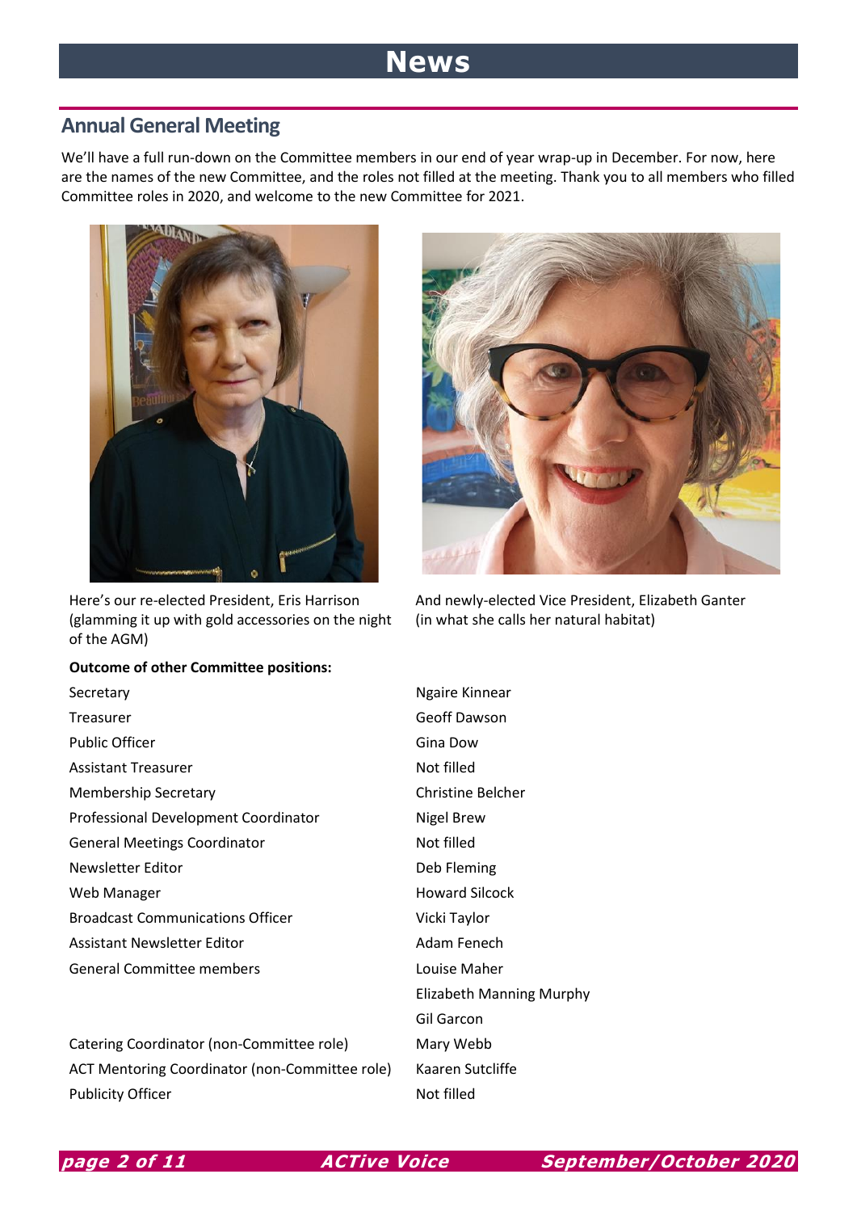# News

## Annual General Meeting

We'll have a full run-down on the Committee members in our end of year wrap-up in December. For now, here are the names of the new Committee, and the roles not filled at the meeting. Thank you to all members who filled Committee roles in 2020, and welcome to the new Committee for 2021.

Here's our re-elected President, Eris Harrison (glamming it up with gold accessories on the night of the AGM)

And newly-elected Vice President, Elizabeth Ganter (in what she calls her natural habitat)

**Outcome of other Committee positions:**

| | |
|---|---|
| Secretary | Ngaire Kinnear |
| Treasurer | Geoff Dawson |
| Public Officer | Gina Dow |
| Assistant Treasurer | Not filled |
| Membership Secretary | Christine Belcher |
| Professional Development Coordinator | Nigel Brew |
| General Meetings Coordinator | Not filled |
| Newsletter Editor | Deb Fleming |
| Web Manager | Howard Silcock |
| Broadcast Communications Officer | Vicki Taylor |
| Assistant Newsletter Editor | Adam Fenech |
| General Committee members | Louise Maher |
| | Elizabeth Manning Murphy |
| | Gil Garcon |
| Catering Coordinator (non-Committee role) | Mary Webb |
| ACT Mentoring Coordinator (non-Committee role) | Kaaren Sutcliffe |
| Publicity Officer | Not filled |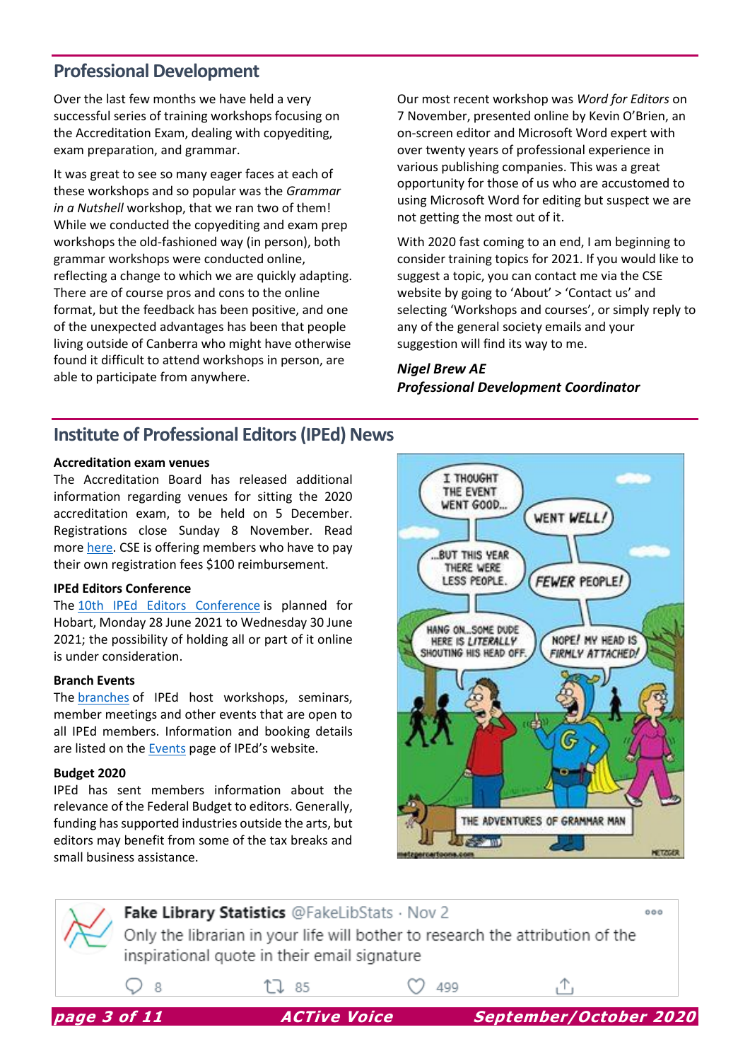## Professional Development

Over the last few months we have held a very successful series of training workshops focusing on the Accreditation Exam, dealing with copyediting, exam preparation, and grammar.

It was great to see so many eager faces at each of these workshops and so popular was the *Grammar in a Nutshell* workshop, that we ran two of them! While we conducted the copyediting and exam prep workshops the old-fashioned way (in person), both grammar workshops were conducted online, reflecting a change to which we are quickly adapting. There are of course pros and cons to the online format, but the feedback has been positive, and one of the unexpected advantages has been that people living outside of Canberra who might have otherwise found it difficult to attend workshops in person, are able to participate from anywhere.

Our most recent workshop was *Word for Editors* on 7 November, presented online by Kevin O'Brien, an on-screen editor and Microsoft Word expert with over twenty years of professional experience in various publishing companies. This was a great opportunity for those of us who are accustomed to using Microsoft Word for editing but suspect we are not getting the most out of it.

With 2020 fast coming to an end, I am beginning to consider training topics for 2021. If you would like to suggest a topic, you can contact me via the CSE website by going to 'About' > 'Contact us' and selecting 'Workshops and courses', or simply reply to any of the general society emails and your suggestion will find its way to me.

***Nigel Brew AE***
***Professional Development Coordinator***

## Institute of Professional Editors (IPEd) News

**Accreditation exam venues**

The Accreditation Board has released additional information regarding venues for sitting the 2020 accreditation exam, to be held on 5 December. Registrations close Sunday 8 November. Read more here. CSE is offering members who have to pay their own registration fees $100 reimbursement.

**IPEd Editors Conference**

The 10th IPEd Editors Conference is planned for Hobart, Monday 28 June 2021 to Wednesday 30 June 2021; the possibility of holding all or part of it online is under consideration.

**Branch Events**

The branches of IPEd host workshops, seminars, member meetings and other events that are open to all IPEd members. Information and booking details are listed on the Events page of IPEd's website.

**Budget 2020**

IPEd has sent members information about the relevance of the Federal Budget to editors. Generally, funding has supported industries outside the arts, but editors may benefit from some of the tax breaks and small business assistance.

I THOUGHT THE EVENT WENT GOOD... WENT WELL! ...BUT THIS YEAR THERE WERE LESS PEOPLE. FEWER PEOPLE! HANG ON...SOME DUDE HERE IS *LITERALLY* SHOUTING HIS HEAD OFF. NOPE! MY HEAD IS FIRMLY ATTACHED!

THE ADVENTURES OF GRAMMAR MAN

metzgercartoons.com METZGER

**Fake Library Statistics** @FakeLibStats · Nov 2

Only the librarian in your life will bother to research the attribution of the inspirational quote in their email signature

8 85 499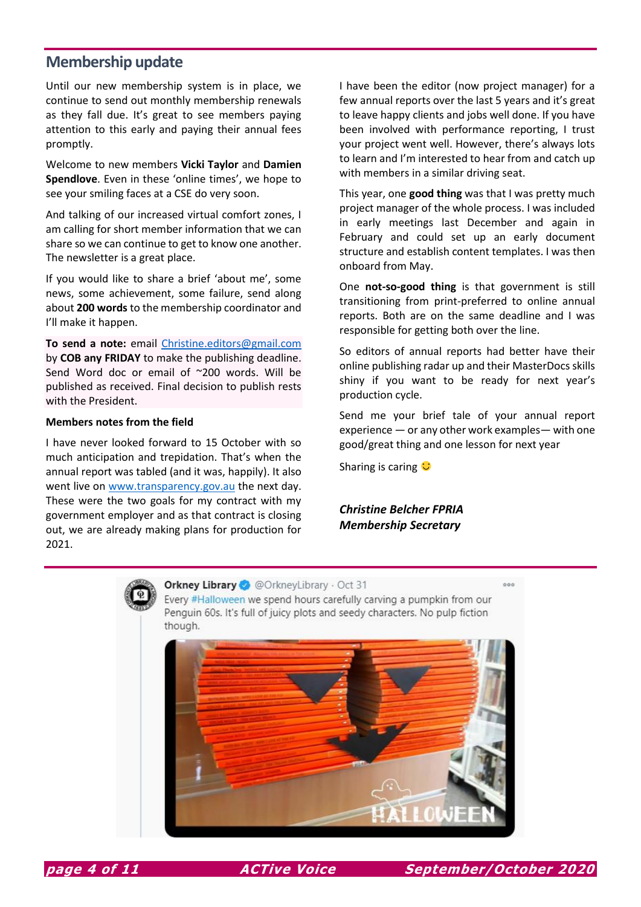## Membership update

Until our new membership system is in place, we continue to send out monthly membership renewals as they fall due. It's great to see members paying attention to this early and paying their annual fees promptly.

Welcome to new members **Vicki Taylor** and **Damien Spendlove**. Even in these 'online times', we hope to see your smiling faces at a CSE do very soon.

And talking of our increased virtual comfort zones, I am calling for short member information that we can share so we can continue to get to know one another. The newsletter is a great place.

If you would like to share a brief 'about me', some news, some achievement, some failure, send along about **200 words** to the membership coordinator and I'll make it happen.

**To send a note:** email Christine.editors@gmail.com by **COB any FRIDAY** to make the publishing deadline. Send Word doc or email of ~200 words. Will be published as received. Final decision to publish rests with the President.

### Members notes from the field

I have never looked forward to 15 October with so much anticipation and trepidation. That's when the annual report was tabled (and it was, happily). It also went live on www.transparency.gov.au the next day. These were the two goals for my contract with my government employer and as that contract is closing out, we are already making plans for production for 2021.

I have been the editor (now project manager) for a few annual reports over the last 5 years and it's great to leave happy clients and jobs well done. If you have been involved with performance reporting, I trust your project went well. However, there's always lots to learn and I'm interested to hear from and catch up with members in a similar driving seat.

This year, one **good thing** was that I was pretty much project manager of the whole process. I was included in early meetings last December and again in February and could set up an early document structure and establish content templates. I was then onboard from May.

One **not-so-good thing** is that government is still transitioning from print-preferred to online annual reports. Both are on the same deadline and I was responsible for getting both over the line.

So editors of annual reports had better have their online publishing radar up and their MasterDocs skills shiny if you want to be ready for next year's production cycle.

Send me your brief tale of your annual report experience — or any other work examples— with one good/great thing and one lesson for next year

Sharing is caring 🙂

***Christine Belcher FPRIA***
***Membership Secretary***

**Orkney Library** @OrkneyLibrary · Oct 31

Every #Halloween we spend hours carefully carving a pumpkin from our Penguin 60s. It's full of juicy plots and seedy characters. No pulp fiction though.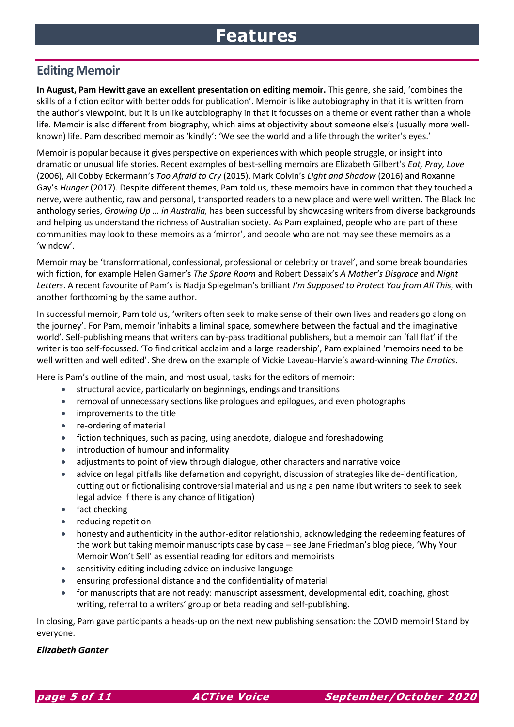# Features

## Editing Memoir

**In August, Pam Hewitt gave an excellent presentation on editing memoir.** This genre, she said, 'combines the skills of a fiction editor with better odds for publication'. Memoir is like autobiography in that it is written from the author's viewpoint, but it is unlike autobiography in that it focusses on a theme or event rather than a whole life. Memoir is also different from biography, which aims at objectivity about someone else's (usually more well-known) life. Pam described memoir as 'kindly': 'We see the world and a life through the writer's eyes.'

Memoir is popular because it gives perspective on experiences with which people struggle, or insight into dramatic or unusual life stories. Recent examples of best-selling memoirs are Elizabeth Gilbert's *Eat, Pray, Love* (2006), Ali Cobby Eckermann's *Too Afraid to Cry* (2015), Mark Colvin's *Light and Shadow* (2016) and Roxanne Gay's *Hunger* (2017). Despite different themes, Pam told us, these memoirs have in common that they touched a nerve, were authentic, raw and personal, transported readers to a new place and were well written. The Black Inc anthology series, *Growing Up … in Australia,* has been successful by showcasing writers from diverse backgrounds and helping us understand the richness of Australian society. As Pam explained, people who are part of these communities may look to these memoirs as a 'mirror', and people who are not may see these memoirs as a 'window'.

Memoir may be 'transformational, confessional, professional or celebrity or travel', and some break boundaries with fiction, for example Helen Garner's *The Spare Room* and Robert Dessaix's *A Mother's Disgrace* and *Night Letters*. A recent favourite of Pam's is Nadja Spiegelman's brilliant *I'm Supposed to Protect You from All This*, with another forthcoming by the same author.

In successful memoir, Pam told us, 'writers often seek to make sense of their own lives and readers go along on the journey'. For Pam, memoir 'inhabits a liminal space, somewhere between the factual and the imaginative world'. Self-publishing means that writers can by-pass traditional publishers, but a memoir can 'fall flat' if the writer is too self-focussed. 'To find critical acclaim and a large readership', Pam explained 'memoirs need to be well written and well edited'. She drew on the example of Vickie Laveau-Harvie's award-winning *The Erratics*.

Here is Pam's outline of the main, and most usual, tasks for the editors of memoir:

- structural advice, particularly on beginnings, endings and transitions
- removal of unnecessary sections like prologues and epilogues, and even photographs
- improvements to the title
- re-ordering of material
- fiction techniques, such as pacing, using anecdote, dialogue and foreshadowing
- introduction of humour and informality
- adjustments to point of view through dialogue, other characters and narrative voice
- advice on legal pitfalls like defamation and copyright, discussion of strategies like de-identification, cutting out or fictionalising controversial material and using a pen name (but writers to seek to seek legal advice if there is any chance of litigation)
- fact checking
- reducing repetition
- honesty and authenticity in the author-editor relationship, acknowledging the redeeming features of the work but taking memoir manuscripts case by case – see Jane Friedman's blog piece, 'Why Your Memoir Won't Sell' as essential reading for editors and memoirists
- sensitivity editing including advice on inclusive language
- ensuring professional distance and the confidentiality of material
- for manuscripts that are not ready: manuscript assessment, developmental edit, coaching, ghost writing, referral to a writers' group or beta reading and self-publishing.

In closing, Pam gave participants a heads-up on the next new publishing sensation: the COVID memoir! Stand by everyone.

***Elizabeth Ganter***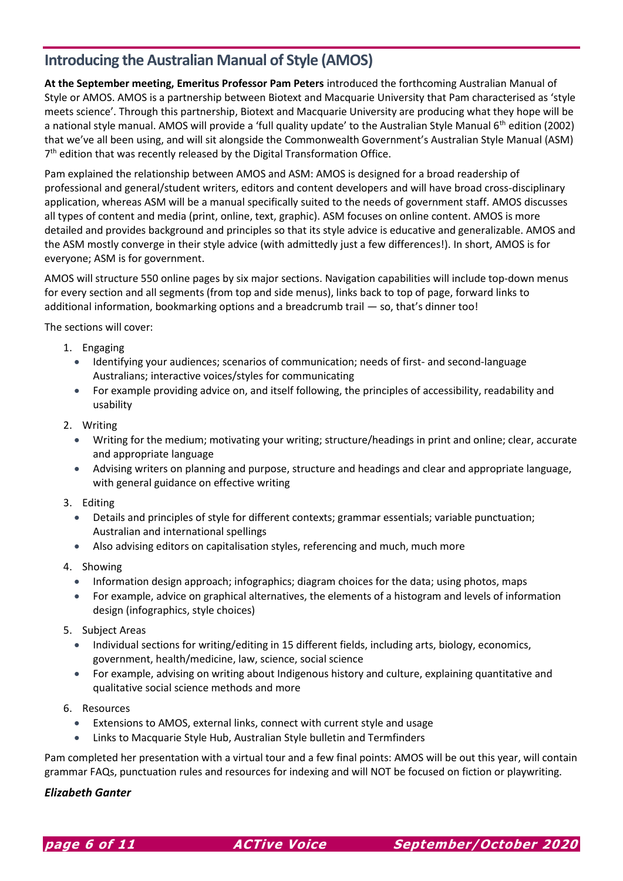## Introducing the Australian Manual of Style (AMOS)

**At the September meeting, Emeritus Professor Pam Peters** introduced the forthcoming Australian Manual of Style or AMOS. AMOS is a partnership between Biotext and Macquarie University that Pam characterised as 'style meets science'. Through this partnership, Biotext and Macquarie University are producing what they hope will be a national style manual. AMOS will provide a 'full quality update' to the Australian Style Manual 6th edition (2002) that we've all been using, and will sit alongside the Commonwealth Government's Australian Style Manual (ASM) 7th edition that was recently released by the Digital Transformation Office.

Pam explained the relationship between AMOS and ASM: AMOS is designed for a broad readership of professional and general/student writers, editors and content developers and will have broad cross-disciplinary application, whereas ASM will be a manual specifically suited to the needs of government staff. AMOS discusses all types of content and media (print, online, text, graphic). ASM focuses on online content. AMOS is more detailed and provides background and principles so that its style advice is educative and generalizable. AMOS and the ASM mostly converge in their style advice (with admittedly just a few differences!). In short, AMOS is for everyone; ASM is for government.

AMOS will structure 550 online pages by six major sections. Navigation capabilities will include top-down menus for every section and all segments (from top and side menus), links back to top of page, forward links to additional information, bookmarking options and a breadcrumb trail — so, that's dinner too!

The sections will cover:

1. Engaging
   - Identifying your audiences; scenarios of communication; needs of first- and second-language Australians; interactive voices/styles for communicating
   - For example providing advice on, and itself following, the principles of accessibility, readability and usability
2. Writing
   - Writing for the medium; motivating your writing; structure/headings in print and online; clear, accurate and appropriate language
   - Advising writers on planning and purpose, structure and headings and clear and appropriate language, with general guidance on effective writing
3. Editing
   - Details and principles of style for different contexts; grammar essentials; variable punctuation; Australian and international spellings
   - Also advising editors on capitalisation styles, referencing and much, much more
4. Showing
   - Information design approach; infographics; diagram choices for the data; using photos, maps
   - For example, advice on graphical alternatives, the elements of a histogram and levels of information design (infographics, style choices)
5. Subject Areas
   - Individual sections for writing/editing in 15 different fields, including arts, biology, economics, government, health/medicine, law, science, social science
   - For example, advising on writing about Indigenous history and culture, explaining quantitative and qualitative social science methods and more
6. Resources
   - Extensions to AMOS, external links, connect with current style and usage
   - Links to Macquarie Style Hub, Australian Style bulletin and Termfinders

Pam completed her presentation with a virtual tour and a few final points: AMOS will be out this year, will contain grammar FAQs, punctuation rules and resources for indexing and will NOT be focused on fiction or playwriting.

***Elizabeth Ganter***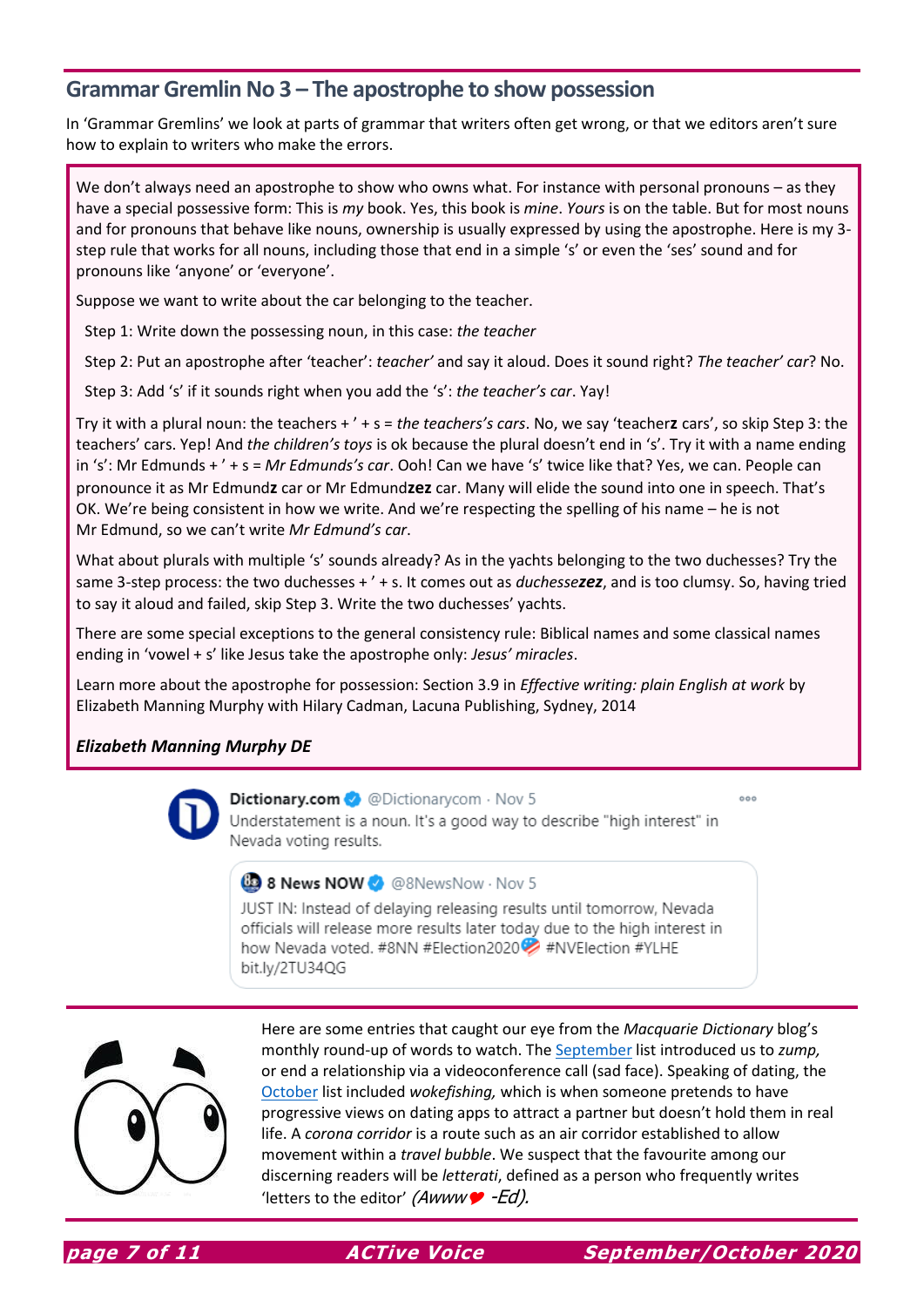## Grammar Gremlin No 3 – The apostrophe to show possession

In 'Grammar Gremlins' we look at parts of grammar that writers often get wrong, or that we editors aren't sure how to explain to writers who make the errors.

We don't always need an apostrophe to show who owns what. For instance with personal pronouns – as they have a special possessive form: This is *my* book. Yes, this book is *mine*. *Yours* is on the table. But for most nouns and for pronouns that behave like nouns, ownership is usually expressed by using the apostrophe. Here is my 3-step rule that works for all nouns, including those that end in a simple 's' or even the 'ses' sound and for pronouns like 'anyone' or 'everyone'.

Suppose we want to write about the car belonging to the teacher.

Step 1: Write down the possessing noun, in this case: *the teacher*

Step 2: Put an apostrophe after 'teacher': *teacher'* and say it aloud. Does it sound right? *The teacher' car*? No.

Step 3: Add 's' if it sounds right when you add the 's': *the teacher's car*. Yay!

Try it with a plural noun: the teachers + ' + s = *the teachers's cars*. No, we say 'teacher**z** cars', so skip Step 3: the teachers' cars. Yep! And *the children's toys* is ok because the plural doesn't end in 's'. Try it with a name ending in 's': Mr Edmunds + ' + s = *Mr Edmunds's car*. Ooh! Can we have 's' twice like that? Yes, we can. People can pronounce it as Mr Edmund**z** car or Mr Edmund**zez** car. Many will elide the sound into one in speech. That's OK. We're being consistent in how we write. And we're respecting the spelling of his name – he is not Mr Edmund, so we can't write *Mr Edmund's car*.

What about plurals with multiple 's' sounds already? As in the yachts belonging to the two duchesses? Try the same 3-step process: the two duchesses + ' + s. It comes out as *duchesse**zez***, and is too clumsy. So, having tried to say it aloud and failed, skip Step 3. Write the two duchesses' yachts.

There are some special exceptions to the general consistency rule: Biblical names and some classical names ending in 'vowel + s' like Jesus take the apostrophe only: *Jesus' miracles*.

Learn more about the apostrophe for possession: Section 3.9 in *Effective writing: plain English at work* by Elizabeth Manning Murphy with Hilary Cadman, Lacuna Publishing, Sydney, 2014

***Elizabeth Manning Murphy DE***

**Dictionary.com** @Dictionarycom · Nov 5
Understatement is a noun. It's a good way to describe "high interest" in Nevada voting results.

> **8 News NOW** @8NewsNow · Nov 5
> JUST IN: Instead of delaying releasing results until tomorrow, Nevada officials will release more results later today due to the high interest in how Nevada voted. #8NN #Election2020 #NVElection #YLHE bit.ly/2TU34QG

Here are some entries that caught our eye from the *Macquarie Dictionary* blog's monthly round-up of words to watch. The September list introduced us to *zump,* or end a relationship via a videoconference call (sad face). Speaking of dating, the October list included *wokefishing,* which is when someone pretends to have progressive views on dating apps to attract a partner but doesn't hold them in real life. A *corona corridor* is a route such as an air corridor established to allow movement within a *travel bubble*. We suspect that the favourite among our discerning readers will be *letterati*, defined as a person who frequently writes 'letters to the editor' *(Awww ♥ -Ed).*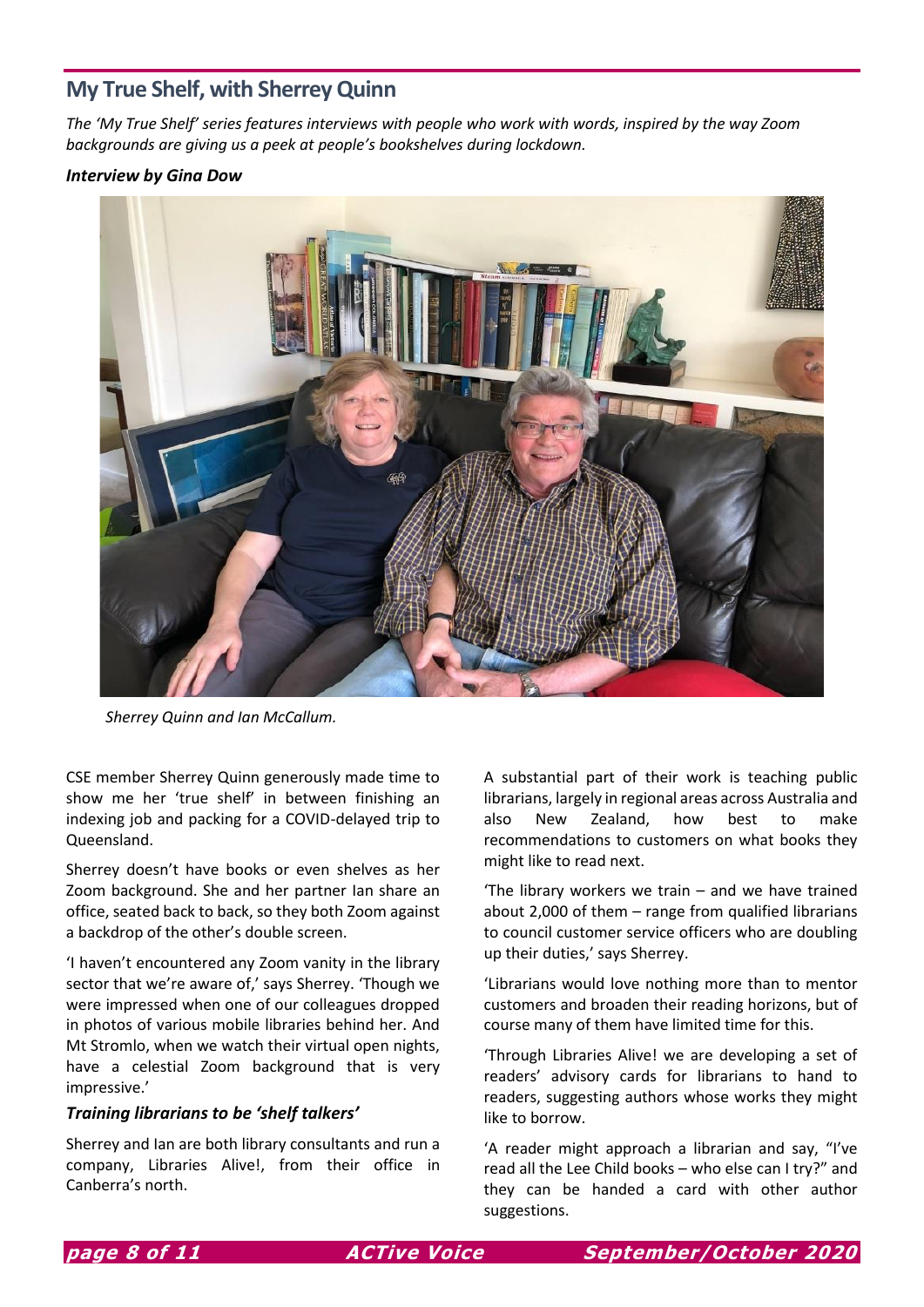## My True Shelf, with Sherrey Quinn

*The 'My True Shelf' series features interviews with people who work with words, inspired by the way Zoom backgrounds are giving us a peek at people's bookshelves during lockdown.*

***Interview by Gina Dow***

*Sherrey Quinn and Ian McCallum.*

CSE member Sherrey Quinn generously made time to show me her 'true shelf' in between finishing an indexing job and packing for a COVID-delayed trip to Queensland.

Sherrey doesn't have books or even shelves as her Zoom background. She and her partner Ian share an office, seated back to back, so they both Zoom against a backdrop of the other's double screen.

'I haven't encountered any Zoom vanity in the library sector that we're aware of,' says Sherrey. 'Though we were impressed when one of our colleagues dropped in photos of various mobile libraries behind her. And Mt Stromlo, when we watch their virtual open nights, have a celestial Zoom background that is very impressive.'

### *Training librarians to be 'shelf talkers'*

Sherrey and Ian are both library consultants and run a company, Libraries Alive!, from their office in Canberra's north.

A substantial part of their work is teaching public librarians, largely in regional areas across Australia and also New Zealand, how best to make recommendations to customers on what books they might like to read next.

'The library workers we train – and we have trained about 2,000 of them – range from qualified librarians to council customer service officers who are doubling up their duties,' says Sherrey.

'Librarians would love nothing more than to mentor customers and broaden their reading horizons, but of course many of them have limited time for this.

'Through Libraries Alive! we are developing a set of readers' advisory cards for librarians to hand to readers, suggesting authors whose works they might like to borrow.

'A reader might approach a librarian and say, "I've read all the Lee Child books – who else can I try?" and they can be handed a card with other author suggestions.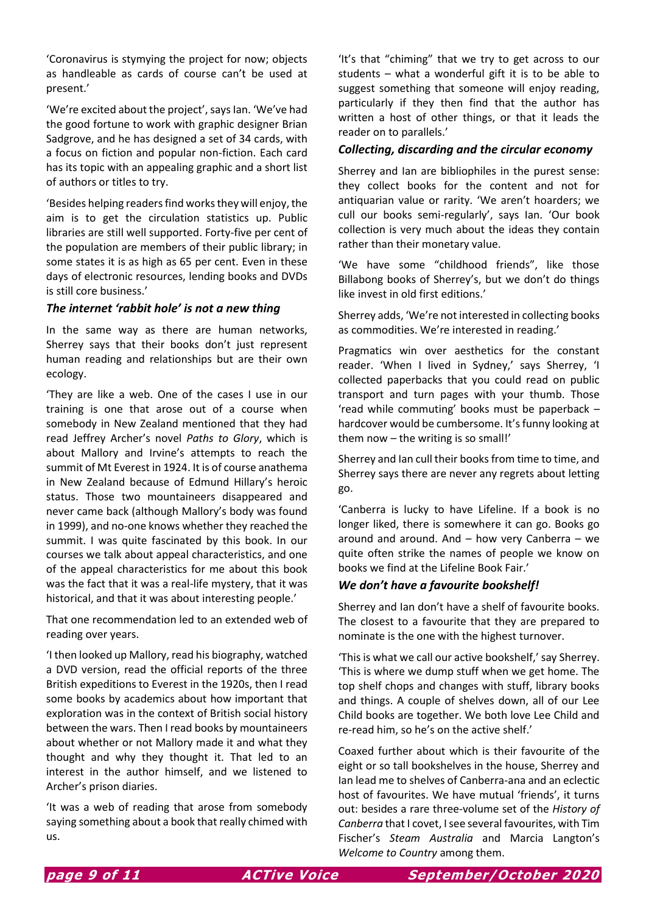'Coronavirus is stymying the project for now; objects as handleable as cards of course can't be used at present.'

'We're excited about the project', says Ian. 'We've had the good fortune to work with graphic designer Brian Sadgrove, and he has designed a set of 34 cards, with a focus on fiction and popular non-fiction. Each card has its topic with an appealing graphic and a short list of authors or titles to try.

'Besides helping readers find works they will enjoy, the aim is to get the circulation statistics up. Public libraries are still well supported. Forty-five per cent of the population are members of their public library; in some states it is as high as 65 per cent. Even in these days of electronic resources, lending books and DVDs is still core business.'

### *The internet 'rabbit hole' is not a new thing*

In the same way as there are human networks, Sherrey says that their books don't just represent human reading and relationships but are their own ecology.

'They are like a web. One of the cases I use in our training is one that arose out of a course when somebody in New Zealand mentioned that they had read Jeffrey Archer's novel *Paths to Glory*, which is about Mallory and Irvine's attempts to reach the summit of Mt Everest in 1924. It is of course anathema in New Zealand because of Edmund Hillary's heroic status. Those two mountaineers disappeared and never came back (although Mallory's body was found in 1999), and no-one knows whether they reached the summit. I was quite fascinated by this book. In our courses we talk about appeal characteristics, and one of the appeal characteristics for me about this book was the fact that it was a real-life mystery, that it was historical, and that it was about interesting people.'

That one recommendation led to an extended web of reading over years.

'I then looked up Mallory, read his biography, watched a DVD version, read the official reports of the three British expeditions to Everest in the 1920s, then I read some books by academics about how important that exploration was in the context of British social history between the wars. Then I read books by mountaineers about whether or not Mallory made it and what they thought and why they thought it. That led to an interest in the author himself, and we listened to Archer's prison diaries.

'It was a web of reading that arose from somebody saying something about a book that really chimed with us.

'It's that "chiming" that we try to get across to our students – what a wonderful gift it is to be able to suggest something that someone will enjoy reading, particularly if they then find that the author has written a host of other things, or that it leads the reader on to parallels.'

### *Collecting, discarding and the circular economy*

Sherrey and Ian are bibliophiles in the purest sense: they collect books for the content and not for antiquarian value or rarity. 'We aren't hoarders; we cull our books semi-regularly', says Ian. 'Our book collection is very much about the ideas they contain rather than their monetary value.

'We have some "childhood friends", like those Billabong books of Sherrey's, but we don't do things like invest in old first editions.'

Sherrey adds, 'We're not interested in collecting books as commodities. We're interested in reading.'

Pragmatics win over aesthetics for the constant reader. 'When I lived in Sydney,' says Sherrey, 'I collected paperbacks that you could read on public transport and turn pages with your thumb. Those 'read while commuting' books must be paperback – hardcover would be cumbersome. It's funny looking at them now – the writing is so small!'

Sherrey and Ian cull their books from time to time, and Sherrey says there are never any regrets about letting go.

'Canberra is lucky to have Lifeline. If a book is no longer liked, there is somewhere it can go. Books go around and around. And – how very Canberra – we quite often strike the names of people we know on books we find at the Lifeline Book Fair.'

### *We don't have a favourite bookshelf!*

Sherrey and Ian don't have a shelf of favourite books. The closest to a favourite that they are prepared to nominate is the one with the highest turnover.

'This is what we call our active bookshelf,' say Sherrey. 'This is where we dump stuff when we get home. The top shelf chops and changes with stuff, library books and things. A couple of shelves down, all of our Lee Child books are together. We both love Lee Child and re-read him, so he's on the active shelf.'

Coaxed further about which is their favourite of the eight or so tall bookshelves in the house, Sherrey and Ian lead me to shelves of Canberra-ana and an eclectic host of favourites. We have mutual 'friends', it turns out: besides a rare three-volume set of the *History of Canberra* that I covet, I see several favourites, with Tim Fischer's *Steam Australia* and Marcia Langton's *Welcome to Country* among them.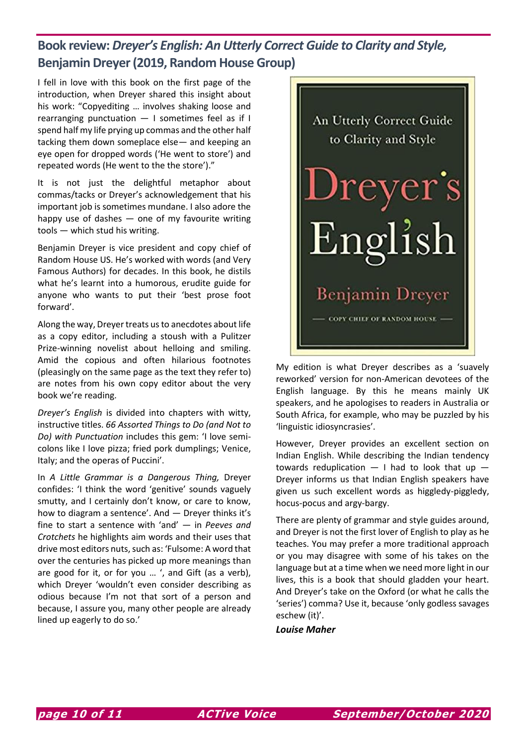## Book review: *Dreyer's English: An Utterly Correct Guide to Clarity and Style*, Benjamin Dreyer (2019, Random House Group)

I fell in love with this book on the first page of the introduction, when Dreyer shared this insight about his work: "Copyediting … involves shaking loose and rearranging punctuation — I sometimes feel as if I spend half my life prying up commas and the other half tacking them down someplace else— and keeping an eye open for dropped words ('He went to store') and repeated words (He went to the the store')."

It is not just the delightful metaphor about commas/tacks or Dreyer's acknowledgement that his important job is sometimes mundane. I also adore the happy use of dashes — one of my favourite writing tools — which stud his writing.

Benjamin Dreyer is vice president and copy chief of Random House US. He's worked with words (and Very Famous Authors) for decades. In this book, he distils what he's learnt into a humorous, erudite guide for anyone who wants to put their 'best prose foot forward'.

Along the way, Dreyer treats us to anecdotes about life as a copy editor, including a stoush with a Pulitzer Prize-winning novelist about helloing and smiling. Amid the copious and often hilarious footnotes (pleasingly on the same page as the text they refer to) are notes from his own copy editor about the very book we're reading.

*Dreyer's English* is divided into chapters with witty, instructive titles. *66 Assorted Things to Do (and Not to Do) with Punctuation* includes this gem: 'I love semi-colons like I love pizza; fried pork dumplings; Venice, Italy; and the operas of Puccini'.

In *A Little Grammar is a Dangerous Thing,* Dreyer confides: 'I think the word 'genitive' sounds vaguely smutty, and I certainly don't know, or care to know, how to diagram a sentence'. And — Dreyer thinks it's fine to start a sentence with 'and' — in *Peeves and Crotchets* he highlights aim words and their uses that drive most editors nuts, such as: 'Fulsome: A word that over the centuries has picked up more meanings than are good for it, or for you … ', and Gift (as a verb), which Dreyer 'wouldn't even consider describing as odious because I'm not that sort of a person and because, I assure you, many other people are already lined up eagerly to do so.'

My edition is what Dreyer describes as a 'suavely reworked' version for non-American devotees of the English language. By this he means mainly UK speakers, and he apologises to readers in Australia or South Africa, for example, who may be puzzled by his 'linguistic idiosyncrasies'.

However, Dreyer provides an excellent section on Indian English. While describing the Indian tendency towards reduplication — I had to look that up — Dreyer informs us that Indian English speakers have given us such excellent words as higgledy-piggledy, hocus-pocus and argy-bargy.

There are plenty of grammar and style guides around, and Dreyer is not the first lover of English to play as he teaches. You may prefer a more traditional approach or you may disagree with some of his takes on the language but at a time when we need more light in our lives, this is a book that should gladden your heart. And Dreyer's take on the Oxford (or what he calls the 'series') comma? Use it, because 'only godless savages eschew (it)'.

***Louise Maher***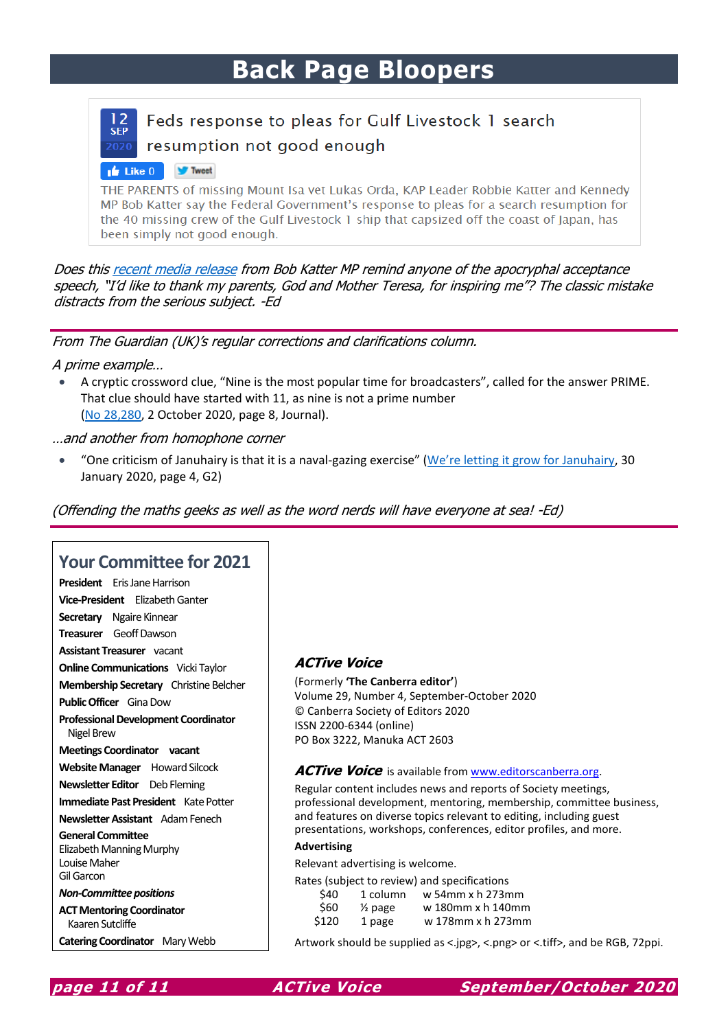# Back Page Bloopers

12 SEP 2020

Feds response to pleas for Gulf Livestock 1 search resumption not good enough

Like 0 Tweet

THE PARENTS of missing Mount Isa vet Lukas Orda, KAP Leader Robbie Katter and Kennedy MP Bob Katter say the Federal Government's response to pleas for a search resumption for the 40 missing crew of the Gulf Livestock 1 ship that capsized off the coast of Japan, has been simply not good enough.

*Does this [recent media release] from Bob Katter MP remind anyone of the apocryphal acceptance speech, "I'd like to thank my parents, God and Mother Teresa, for inspiring me"? The classic mistake distracts from the serious subject. -Ed*

---

*From The Guardian (UK)'s regular corrections and clarifications column.*

*A prime example…*

- A cryptic crossword clue, "Nine is the most popular time for broadcasters", called for the answer PRIME. That clue should have started with 11, as nine is not a prime number (No 28,280, 2 October 2020, page 8, Journal).

*…and another from homophone corner*

- "One criticism of Januhairy is that it is a naval-gazing exercise" (We're letting it grow for Januhairy, 30 January 2020, page 4, G2)

*(Offending the maths geeks as well as the word nerds will have everyone at sea! -Ed)*

---

## Your Committee for 2021

**President** Eris Jane Harrison
**Vice-President** Elizabeth Ganter
**Secretary** Ngaire Kinnear
**Treasurer** Geoff Dawson
**Assistant Treasurer** vacant
**Online Communications** Vicki Taylor
**Membership Secretary** Christine Belcher
**Public Officer** Gina Dow
**Professional Development Coordinator** Nigel Brew
**Meetings Coordinator** **vacant**
**Website Manager** Howard Silcock
**Newsletter Editor** Deb Fleming
**Immediate Past President** Kate Potter
**Newsletter Assistant** Adam Fenech
**General Committee**
Elizabeth Manning Murphy
Louise Maher
Gil Garcon

***Non-Committee positions***

**ACT Mentoring Coordinator** Kaaren Sutcliffe
**Catering Coordinator** Mary Webb

### *ACTive Voice*

(Formerly **'The Canberra editor'**)
Volume 29, Number 4, September-October 2020
© Canberra Society of Editors 2020
ISSN 2200-6344 (online)
PO Box 3222, Manuka ACT 2603

***ACTive Voice*** is available from www.editorscanberra.org.

Regular content includes news and reports of Society meetings, professional development, mentoring, membership, committee business, and features on diverse topics relevant to editing, including guest presentations, workshops, conferences, editor profiles, and more.

**Advertising**

Relevant advertising is welcome.

Rates (subject to review) and specifications

| | | |
|---|---|---|
| $40 | 1 column | w 54mm x h 273mm |
| $60 | ½ page | w 180mm x h 140mm |
| $120 | 1 page | w 178mm x h 273mm |

Artwork should be supplied as <.jpg>, <.png> or <.tiff>, and be RGB, 72ppi.